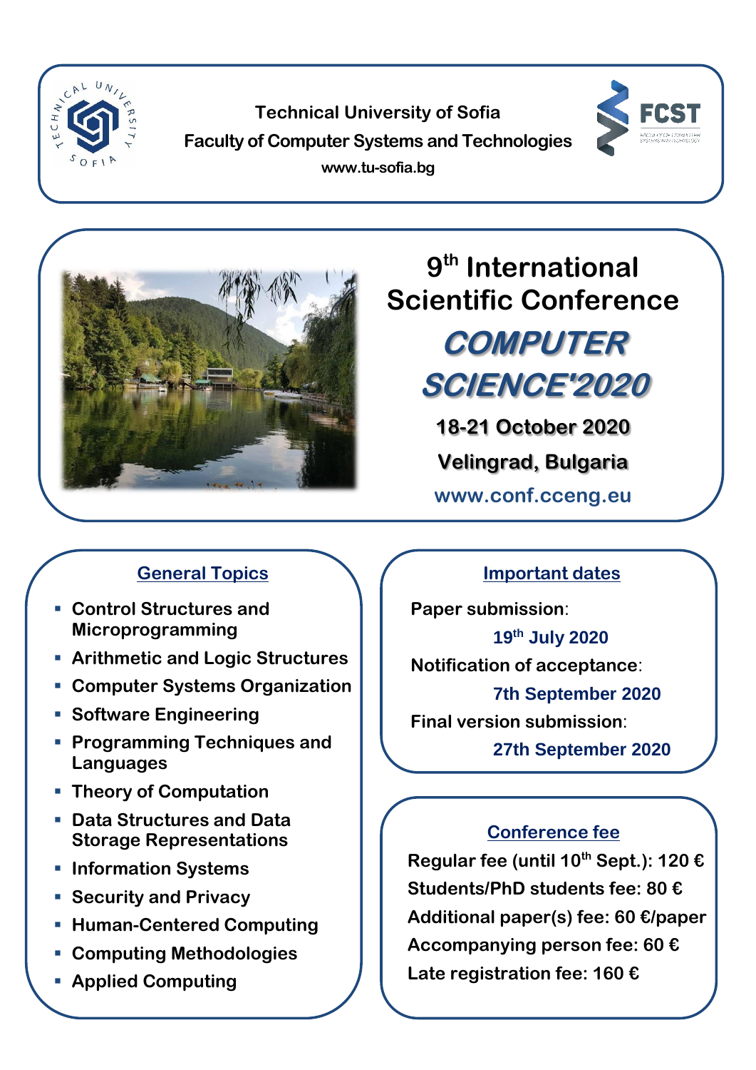Technical University of Sofia

Faculty of Computer Systems and Technologies

www.tu-sofia.bg

# 9th International Scientific Conference

# *COMPUTER SCIENCE'2020*

**18-21 October 2020**

**Velingrad, Bulgaria**

**www.conf.cceng.eu**

## General Topics

- Control Structures and Microprogramming
- Arithmetic and Logic Structures
- Computer Systems Organization
- Software Engineering
- Programming Techniques and Languages
- Theory of Computation
- Data Structures and Data Storage Representations
- Information Systems
- Security and Privacy
- Human-Centered Computing
- Computing Methodologies
- Applied Computing

## Important dates

**Paper submission**:

**19th July 2020**

**Notification of acceptance**:

**7th September 2020**

**Final version submission**:

**27th September 2020**

## Conference fee

**Regular fee (until 10th Sept.): 120 €**

**Students/PhD students fee: 80 €**

**Additional paper(s) fee: 60 €/paper**

**Accompanying person fee: 60 €**

**Late registration fee: 160 €**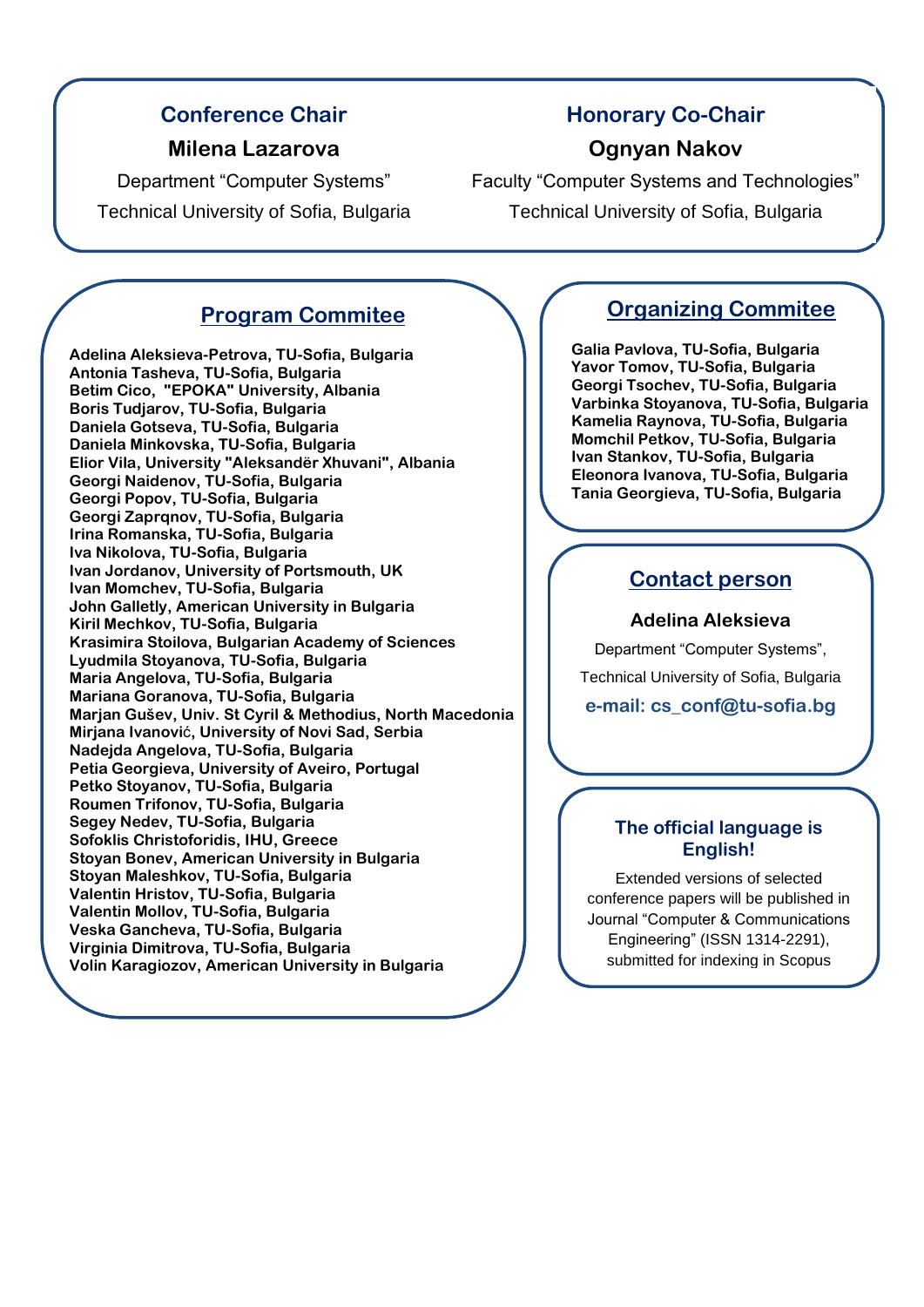## Conference Chair

**Milena Lazarova**

Department "Computer Systems"

Technical University of Sofia, Bulgaria

## Honorary Co-Chair

**Ognyan Nakov**

Faculty "Computer Systems and Technologies"

Technical University of Sofia, Bulgaria

## Program Commitee

**Adelina Aleksieva-Petrova, TU-Sofia, Bulgaria**
**Antonia Tasheva, TU-Sofia, Bulgaria**
**Betim Cico, "EPOKA" University, Albania**
**Boris Tudjarov, TU-Sofia, Bulgaria**
**Daniela Gotseva, TU-Sofia, Bulgaria**
**Daniela Minkovska, TU-Sofia, Bulgaria**
**Elior Vila, University "Aleksandër Xhuvani", Albania**
**Georgi Naidenov, TU-Sofia, Bulgaria**
**Georgi Popov, TU-Sofia, Bulgaria**
**Georgi Zaprqnov, TU-Sofia, Bulgaria**
**Irina Romanska, TU-Sofia, Bulgaria**
**Iva Nikolova, TU-Sofia, Bulgaria**
**Ivan Jordanov, University of Portsmouth, UK**
**Ivan Momchev, TU-Sofia, Bulgaria**
**John Galletly, American University in Bulgaria**
**Kiril Mechkov, TU-Sofia, Bulgaria**
**Krasimira Stoilova, Bulgarian Academy of Sciences**
**Lyudmila Stoyanova, TU-Sofia, Bulgaria**
**Maria Angelova, TU-Sofia, Bulgaria**
**Mariana Goranova, TU-Sofia, Bulgaria**
**Marjan Gušev, Univ. St Cyril & Methodius, North Macedonia**
**Mirjana Ivanović, University of Novi Sad, Serbia**
**Nadejda Angelova, TU-Sofia, Bulgaria**
**Petia Georgieva, University of Aveiro, Portugal**
**Petko Stoyanov, TU-Sofia, Bulgaria**
**Roumen Trifonov, TU-Sofia, Bulgaria**
**Segey Nedev, TU-Sofia, Bulgaria**
**Sofoklis Christoforidis, IHU, Greece**
**Stoyan Bonev, American University in Bulgaria**
**Stoyan Maleshkov, TU-Sofia, Bulgaria**
**Valentin Hristov, TU-Sofia, Bulgaria**
**Valentin Mollov, TU-Sofia, Bulgaria**
**Veska Gancheva, TU-Sofia, Bulgaria**
**Virginia Dimitrova, TU-Sofia, Bulgaria**
**Volin Karagiozov, American University in Bulgaria**

## Organizing Commitee

**Galia Pavlova, TU-Sofia, Bulgaria**
**Yavor Tomov, TU-Sofia, Bulgaria**
**Georgi Tsochev, TU-Sofia, Bulgaria**
**Varbinka Stoyanova, TU-Sofia, Bulgaria**
**Kamelia Raynova, TU-Sofia, Bulgaria**
**Momchil Petkov, TU-Sofia, Bulgaria**
**Ivan Stankov, TU-Sofia, Bulgaria**
**Eleonora Ivanova, TU-Sofia, Bulgaria**
**Tania Georgieva, TU-Sofia, Bulgaria**

## Contact person

**Adelina Aleksieva**

Department "Computer Systems",

Technical University of Sofia, Bulgaria

**e-mail: cs_conf@tu-sofia.bg**

### The official language is English!

Extended versions of selected conference papers will be published in Journal "Computer & Communications Engineering" (ISSN 1314-2291), submitted for indexing in Scopus